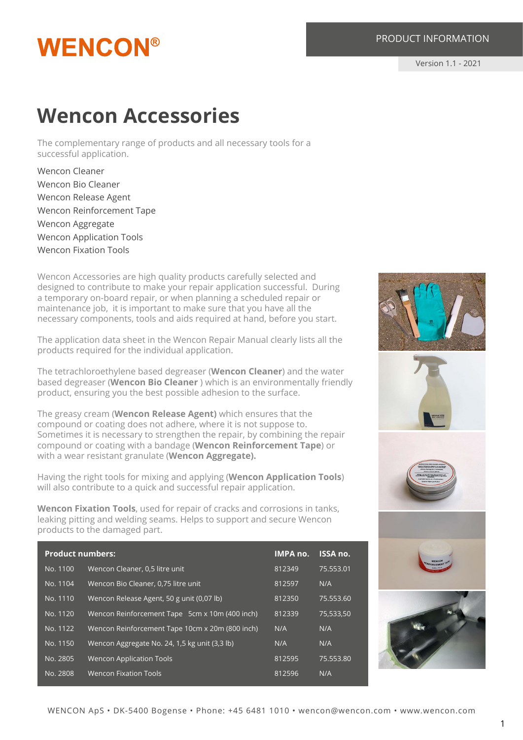WENCON®

PRODUCT INFORMATION

Version 1.1 - 2021

# Wencon Accessories

The complementary range of products and all necessary tools for a successful application.

Wencon Cleaner
Wencon Bio Cleaner
Wencon Release Agent
Wencon Reinforcement Tape
Wencon Aggregate
Wencon Application Tools
Wencon Fixation Tools

Wencon Accessories are high quality products carefully selected and designed to contribute to make your repair application successful. During a temporary on-board repair, or when planning a scheduled repair or maintenance job, it is important to make sure that you have all the necessary components, tools and aids required at hand, before you start.

The application data sheet in the Wencon Repair Manual clearly lists all the products required for the individual application.

The tetrachloroethylene based degreaser (**Wencon Cleaner**) and the water based degreaser (**Wencon Bio Cleaner** ) which is an environmentally friendly product, ensuring you the best possible adhesion to the surface.

The greasy cream (**Wencon Release Agent)** which ensures that the compound or coating does not adhere, where it is not suppose to. Sometimes it is necessary to strengthen the repair, by combining the repair compound or coating with a bandage (**Wencon Reinforcement Tape**) or with a wear resistant granulate (**Wencon Aggregate).**

Having the right tools for mixing and applying (**Wencon Application Tools**) will also contribute to a quick and successful repair application.

**Wencon Fixation Tools**, used for repair of cracks and corrosions in tanks, leaking pitting and welding seams. Helps to support and secure Wencon products to the damaged part.

| **Product numbers:** | | **IMPA no.** | **ISSA no.** |
|---|---|---|---|
| No. 1100 | Wencon Cleaner, 0,5 litre unit | 812349 | 75.553.01 |
| No. 1104 | Wencon Bio Cleaner, 0,75 litre unit | 812597 | N/A |
| No. 1110 | Wencon Release Agent, 50 g unit (0,07 lb) | 812350 | 75.553.60 |
| No. 1120 | Wencon Reinforcement Tape 5cm x 10m (400 inch) | 812339 | 75,533,50 |
| No. 1122 | Wencon Reinforcement Tape 10cm x 20m (800 inch) | N/A | N/A |
| No. 1150 | Wencon Aggregate No. 24, 1,5 kg unit (3,3 lb) | N/A | N/A |
| No. 2805 | Wencon Application Tools | 812595 | 75.553.80 |
| No. 2808 | Wencon Fixation Tools | 812596 | N/A |

WENCON ApS • DK-5400 Bogense • Phone: +45 6481 1010 • wencon@wencon.com • www.wencon.com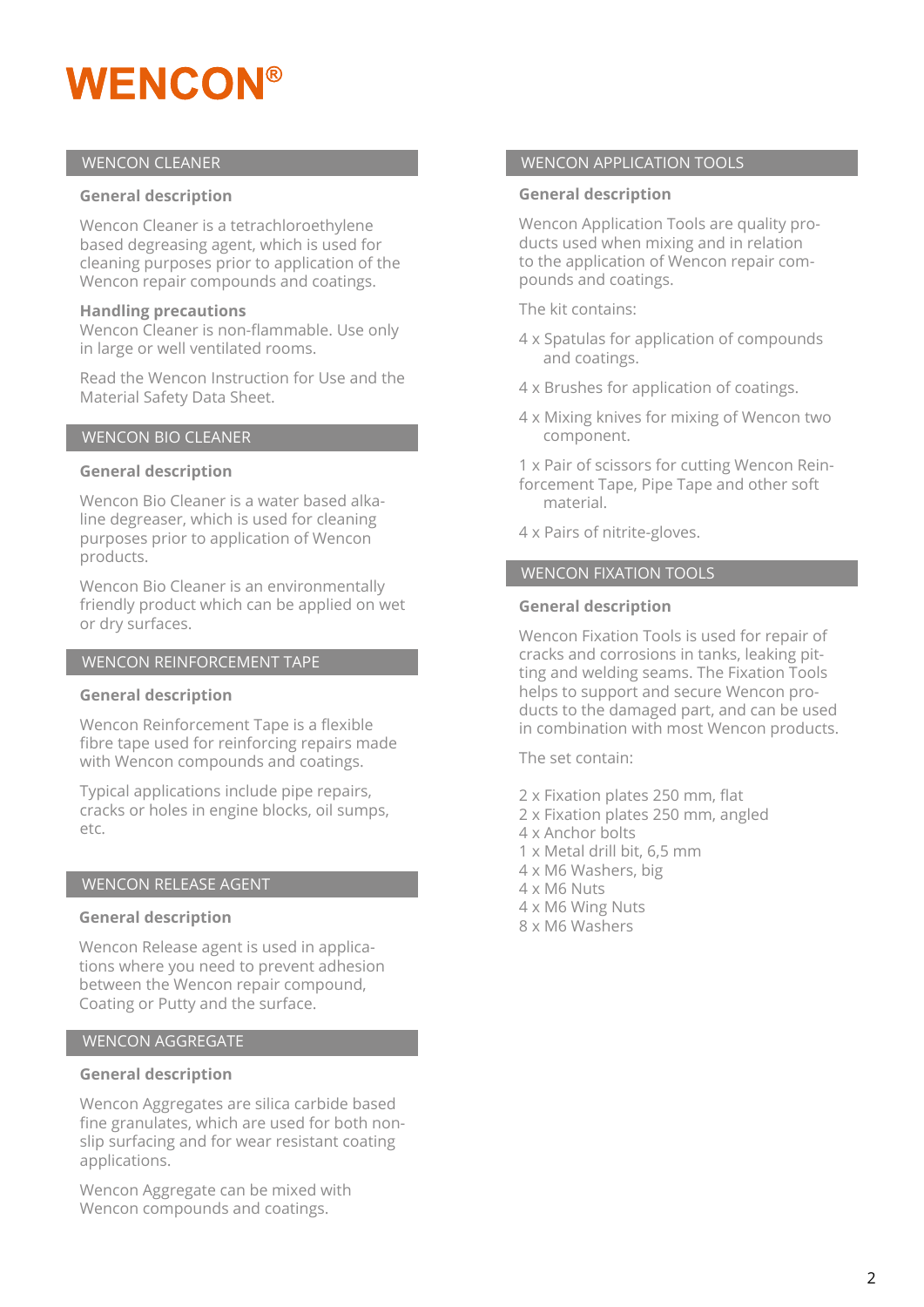# WENCON®

## WENCON CLEANER

### General description

Wencon Cleaner is a tetrachloroethylene based degreasing agent, which is used for cleaning purposes prior to application of the Wencon repair compounds and coatings.

**Handling precautions**
Wencon Cleaner is non-flammable. Use only in large or well ventilated rooms.

Read the Wencon Instruction for Use and the Material Safety Data Sheet.

## WENCON BIO CLEANER

### General description

Wencon Bio Cleaner is a water based alkaline degreaser, which is used for cleaning purposes prior to application of Wencon products.

Wencon Bio Cleaner is an environmentally friendly product which can be applied on wet or dry surfaces.

## WENCON REINFORCEMENT TAPE

### General description

Wencon Reinforcement Tape is a flexible fibre tape used for reinforcing repairs made with Wencon compounds and coatings.

Typical applications include pipe repairs, cracks or holes in engine blocks, oil sumps, etc.

## WENCON RELEASE AGENT

### General description

Wencon Release agent is used in applications where you need to prevent adhesion between the Wencon repair compound, Coating or Putty and the surface.

## WENCON AGGREGATE

### General description

Wencon Aggregates are silica carbide based fine granulates, which are used for both non-slip surfacing and for wear resistant coating applications.

Wencon Aggregate can be mixed with Wencon compounds and coatings.

## WENCON APPLICATION TOOLS

### General description

Wencon Application Tools are quality products used when mixing and in relation to the application of Wencon repair compounds and coatings.

The kit contains:

4 x Spatulas for application of compounds and coatings.

4 x Brushes for application of coatings.

4 x Mixing knives for mixing of Wencon two component.

1 x Pair of scissors for cutting Wencon Reinforcement Tape, Pipe Tape and other soft material.

4 x Pairs of nitrite-gloves.

## WENCON FIXATION TOOLS

### General description

Wencon Fixation Tools is used for repair of cracks and corrosions in tanks, leaking pitting and welding seams. The Fixation Tools helps to support and secure Wencon products to the damaged part, and can be used in combination with most Wencon products.

The set contain:

2 x Fixation plates 250 mm, flat
2 x Fixation plates 250 mm, angled
4 x Anchor bolts
1 x Metal drill bit, 6,5 mm
4 x M6 Washers, big
4 x M6 Nuts
4 x M6 Wing Nuts
8 x M6 Washers